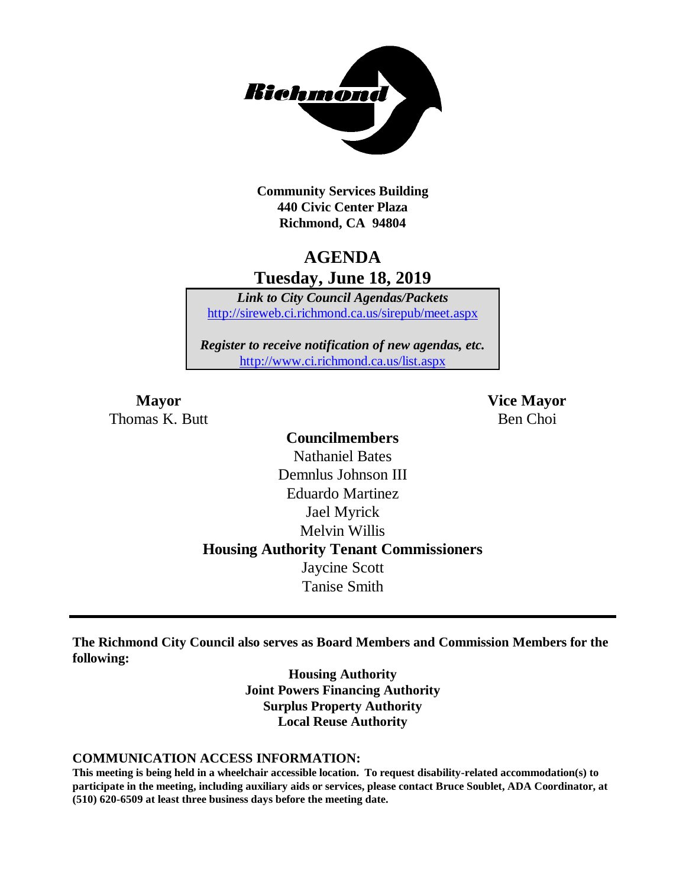**Community Services Building**
**440 Civic Center Plaza**
**Richmond, CA 94804**

# AGENDA
## Tuesday, June 18, 2019

***Link to City Council Agendas/Packets***
http://sireweb.ci.richmond.ca.us/sirepub/meet.aspx

***Register to receive notification of new agendas, etc.***
http://www.ci.richmond.ca.us/list.aspx

**Mayor**
Thomas K. Butt

**Vice Mayor**
Ben Choi

**Councilmembers**
Nathaniel Bates
Demnlus Johnson III
Eduardo Martinez
Jael Myrick
Melvin Willis

**Housing Authority Tenant Commissioners**
Jaycine Scott
Tanise Smith

---

**The Richmond City Council also serves as Board Members and Commission Members for the following:**

**Housing Authority**
**Joint Powers Financing Authority**
**Surplus Property Authority**
**Local Reuse Authority**

**COMMUNICATION ACCESS INFORMATION:**

**This meeting is being held in a wheelchair accessible location. To request disability-related accommodation(s) to participate in the meeting, including auxiliary aids or services, please contact Bruce Soublet, ADA Coordinator, at (510) 620-6509 at least three business days before the meeting date.**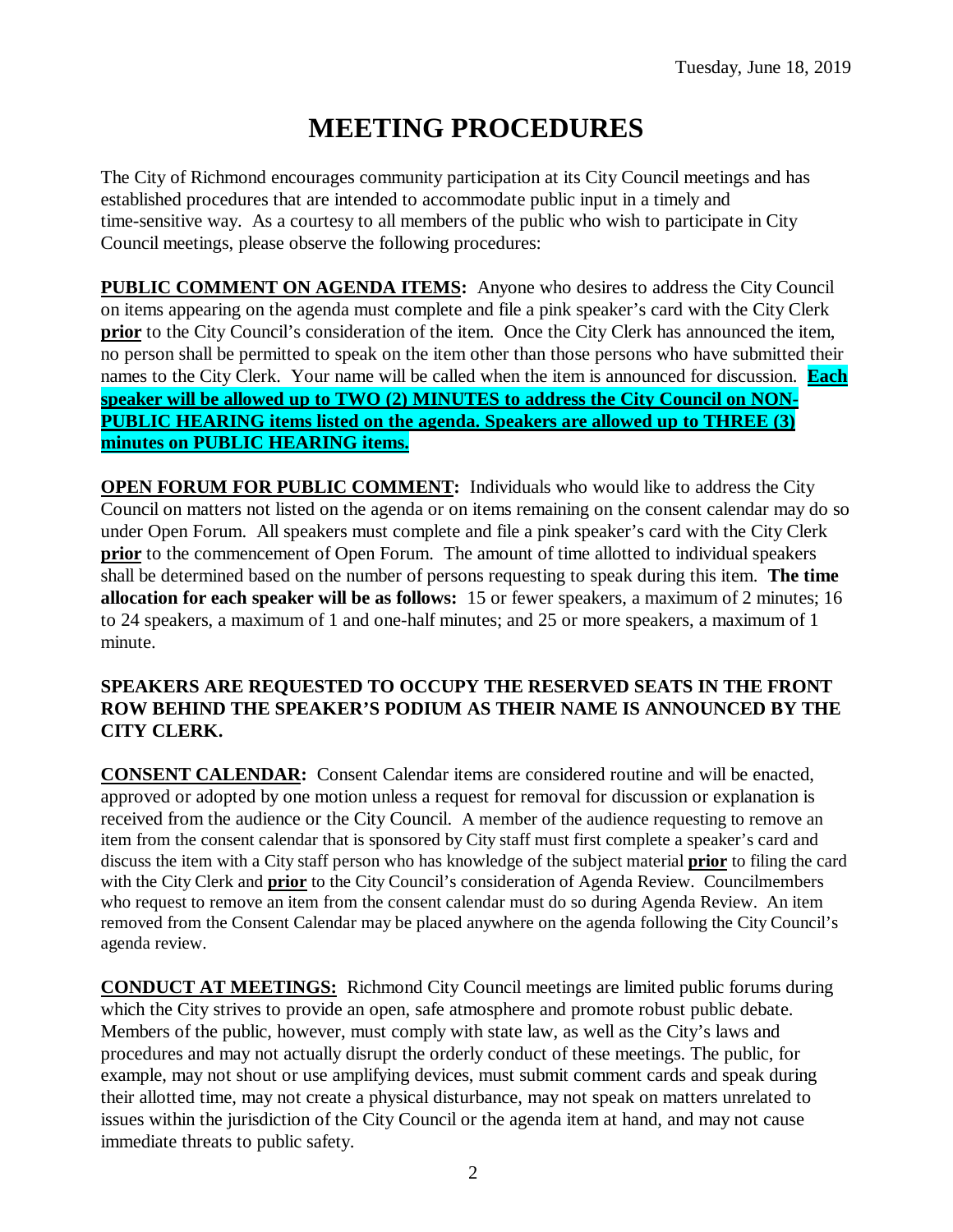Tuesday, June 18, 2019

# MEETING PROCEDURES

The City of Richmond encourages community participation at its City Council meetings and has established procedures that are intended to accommodate public input in a timely and time-sensitive way. As a courtesy to all members of the public who wish to participate in City Council meetings, please observe the following procedures:

**PUBLIC COMMENT ON AGENDA ITEMS:** Anyone who desires to address the City Council on items appearing on the agenda must complete and file a pink speaker's card with the City Clerk **prior** to the City Council's consideration of the item. Once the City Clerk has announced the item, no person shall be permitted to speak on the item other than those persons who have submitted their names to the City Clerk. Your name will be called when the item is announced for discussion. **Each speaker will be allowed up to TWO (2) MINUTES to address the City Council on NON-PUBLIC HEARING items listed on the agenda. Speakers are allowed up to THREE (3) minutes on PUBLIC HEARING items.**

**OPEN FORUM FOR PUBLIC COMMENT:** Individuals who would like to address the City Council on matters not listed on the agenda or on items remaining on the consent calendar may do so under Open Forum. All speakers must complete and file a pink speaker's card with the City Clerk **prior** to the commencement of Open Forum. The amount of time allotted to individual speakers shall be determined based on the number of persons requesting to speak during this item. **The time allocation for each speaker will be as follows:** 15 or fewer speakers, a maximum of 2 minutes; 16 to 24 speakers, a maximum of 1 and one-half minutes; and 25 or more speakers, a maximum of 1 minute.

**SPEAKERS ARE REQUESTED TO OCCUPY THE RESERVED SEATS IN THE FRONT ROW BEHIND THE SPEAKER'S PODIUM AS THEIR NAME IS ANNOUNCED BY THE CITY CLERK.**

**CONSENT CALENDAR:** Consent Calendar items are considered routine and will be enacted, approved or adopted by one motion unless a request for removal for discussion or explanation is received from the audience or the City Council. A member of the audience requesting to remove an item from the consent calendar that is sponsored by City staff must first complete a speaker's card and discuss the item with a City staff person who has knowledge of the subject material **prior** to filing the card with the City Clerk and **prior** to the City Council's consideration of Agenda Review. Councilmembers who request to remove an item from the consent calendar must do so during Agenda Review. An item removed from the Consent Calendar may be placed anywhere on the agenda following the City Council's agenda review.

**CONDUCT AT MEETINGS:** Richmond City Council meetings are limited public forums during which the City strives to provide an open, safe atmosphere and promote robust public debate. Members of the public, however, must comply with state law, as well as the City's laws and procedures and may not actually disrupt the orderly conduct of these meetings. The public, for example, may not shout or use amplifying devices, must submit comment cards and speak during their allotted time, may not create a physical disturbance, may not speak on matters unrelated to issues within the jurisdiction of the City Council or the agenda item at hand, and may not cause immediate threats to public safety.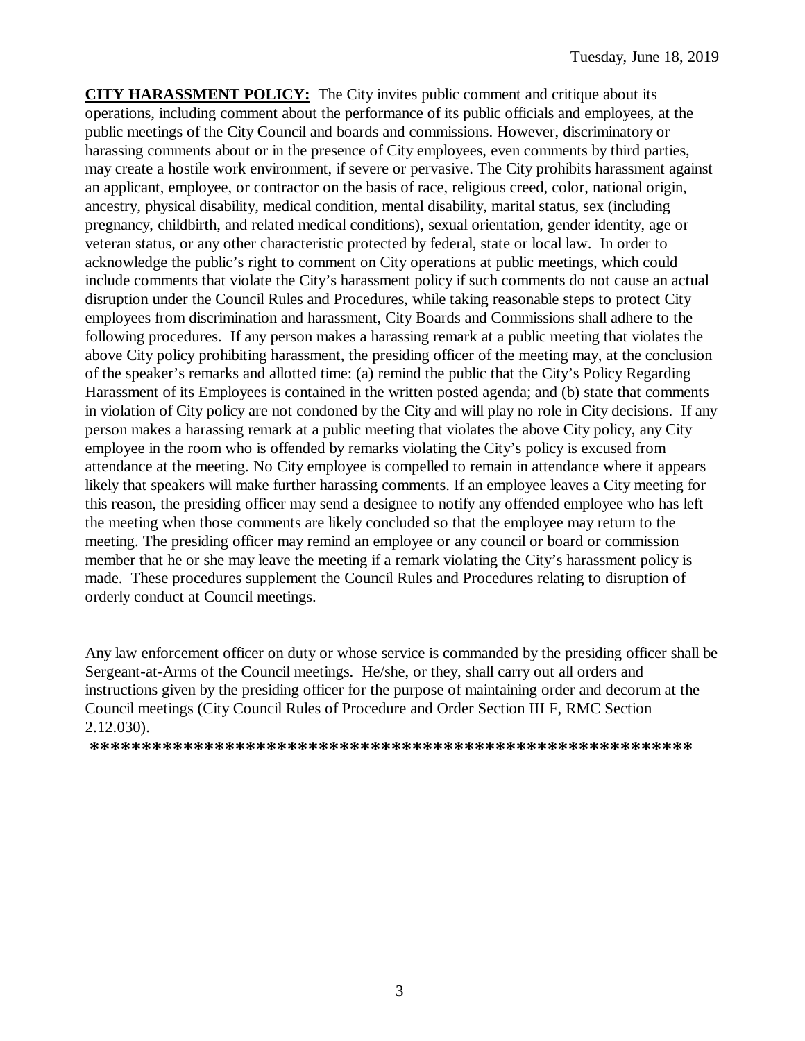**CITY HARASSMENT POLICY:** The City invites public comment and critique about its operations, including comment about the performance of its public officials and employees, at the public meetings of the City Council and boards and commissions. However, discriminatory or harassing comments about or in the presence of City employees, even comments by third parties, may create a hostile work environment, if severe or pervasive. The City prohibits harassment against an applicant, employee, or contractor on the basis of race, religious creed, color, national origin, ancestry, physical disability, medical condition, mental disability, marital status, sex (including pregnancy, childbirth, and related medical conditions), sexual orientation, gender identity, age or veteran status, or any other characteristic protected by federal, state or local law. In order to acknowledge the public's right to comment on City operations at public meetings, which could include comments that violate the City's harassment policy if such comments do not cause an actual disruption under the Council Rules and Procedures, while taking reasonable steps to protect City employees from discrimination and harassment, City Boards and Commissions shall adhere to the following procedures. If any person makes a harassing remark at a public meeting that violates the above City policy prohibiting harassment, the presiding officer of the meeting may, at the conclusion of the speaker's remarks and allotted time: (a) remind the public that the City's Policy Regarding Harassment of its Employees is contained in the written posted agenda; and (b) state that comments in violation of City policy are not condoned by the City and will play no role in City decisions. If any person makes a harassing remark at a public meeting that violates the above City policy, any City employee in the room who is offended by remarks violating the City's policy is excused from attendance at the meeting. No City employee is compelled to remain in attendance where it appears likely that speakers will make further harassing comments. If an employee leaves a City meeting for this reason, the presiding officer may send a designee to notify any offended employee who has left the meeting when those comments are likely concluded so that the employee may return to the meeting. The presiding officer may remind an employee or any council or board or commission member that he or she may leave the meeting if a remark violating the City's harassment policy is made. These procedures supplement the Council Rules and Procedures relating to disruption of orderly conduct at Council meetings.

Any law enforcement officer on duty or whose service is commanded by the presiding officer shall be Sergeant-at-Arms of the Council meetings. He/she, or they, shall carry out all orders and instructions given by the presiding officer for the purpose of maintaining order and decorum at the Council meetings (City Council Rules of Procedure and Order Section III F, RMC Section 2.12.030).

**************************************************************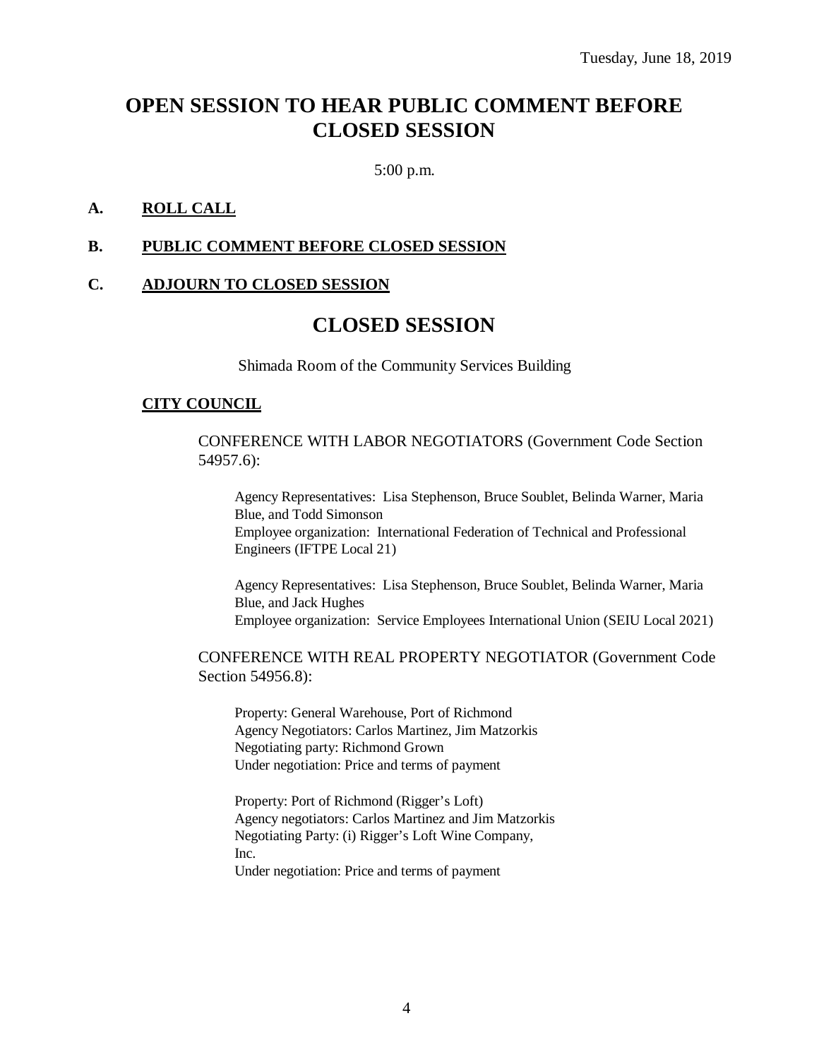Tuesday, June 18, 2019

# OPEN SESSION TO HEAR PUBLIC COMMENT BEFORE CLOSED SESSION

5:00 p.m.

**A. ROLL CALL**

**B. PUBLIC COMMENT BEFORE CLOSED SESSION**

**C. ADJOURN TO CLOSED SESSION**

# CLOSED SESSION

Shimada Room of the Community Services Building

**CITY COUNCIL**

CONFERENCE WITH LABOR NEGOTIATORS (Government Code Section 54957.6):

Agency Representatives: Lisa Stephenson, Bruce Soublet, Belinda Warner, Maria Blue, and Todd Simonson
Employee organization: International Federation of Technical and Professional Engineers (IFTPE Local 21)

Agency Representatives: Lisa Stephenson, Bruce Soublet, Belinda Warner, Maria Blue, and Jack Hughes
Employee organization: Service Employees International Union (SEIU Local 2021)

CONFERENCE WITH REAL PROPERTY NEGOTIATOR (Government Code Section 54956.8):

Property: General Warehouse, Port of Richmond
Agency Negotiators: Carlos Martinez, Jim Matzorkis
Negotiating party: Richmond Grown
Under negotiation: Price and terms of payment

Property: Port of Richmond (Rigger's Loft)
Agency negotiators: Carlos Martinez and Jim Matzorkis
Negotiating Party: (i) Rigger's Loft Wine Company, Inc.
Under negotiation: Price and terms of payment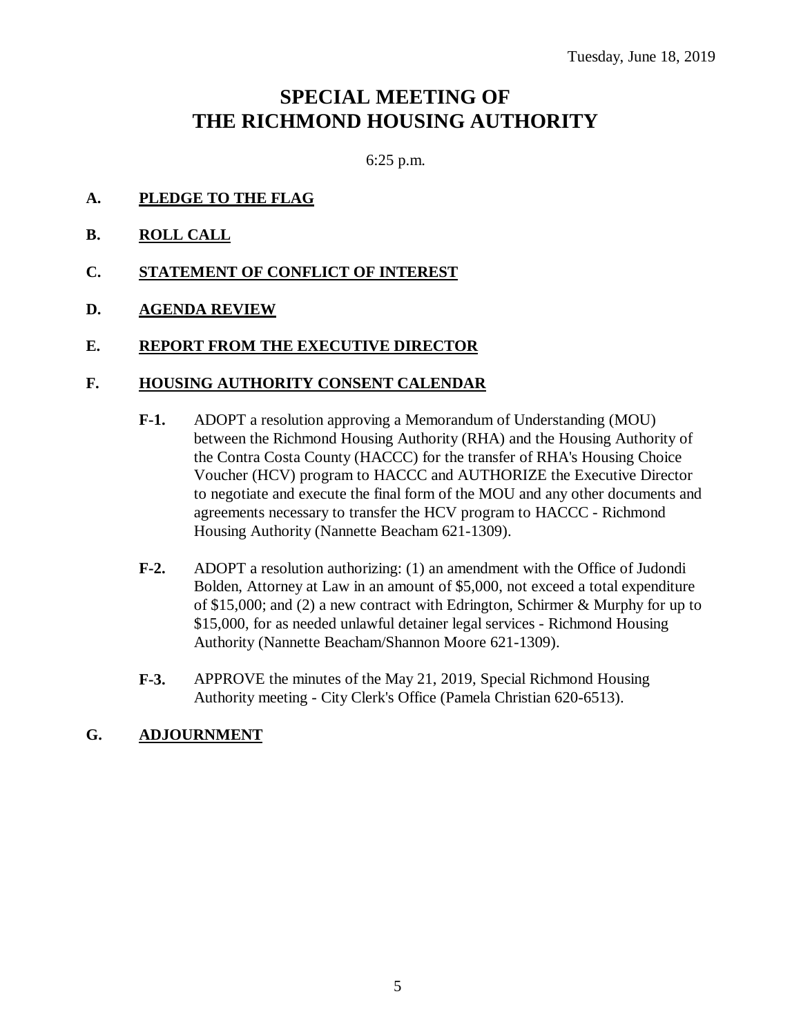Tuesday, June 18, 2019

# SPECIAL MEETING OF THE RICHMOND HOUSING AUTHORITY

6:25 p.m.

**A. <u>PLEDGE TO THE FLAG</u>**

**B. <u>ROLL CALL</u>**

**C. <u>STATEMENT OF CONFLICT OF INTEREST</u>**

**D. <u>AGENDA REVIEW</u>**

**E. <u>REPORT FROM THE EXECUTIVE DIRECTOR</u>**

**F. <u>HOUSING AUTHORITY CONSENT CALENDAR</u>**

**F-1.** ADOPT a resolution approving a Memorandum of Understanding (MOU) between the Richmond Housing Authority (RHA) and the Housing Authority of the Contra Costa County (HACCC) for the transfer of RHA's Housing Choice Voucher (HCV) program to HACCC and AUTHORIZE the Executive Director to negotiate and execute the final form of the MOU and any other documents and agreements necessary to transfer the HCV program to HACCC - Richmond Housing Authority (Nannette Beacham 621-1309).

**F-2.** ADOPT a resolution authorizing: (1) an amendment with the Office of Judondi Bolden, Attorney at Law in an amount of $5,000, not exceed a total expenditure of $15,000; and (2) a new contract with Edrington, Schirmer & Murphy for up to $15,000, for as needed unlawful detainer legal services - Richmond Housing Authority (Nannette Beacham/Shannon Moore 621-1309).

**F-3.** APPROVE the minutes of the May 21, 2019, Special Richmond Housing Authority meeting - City Clerk's Office (Pamela Christian 620-6513).

**G. <u>ADJOURNMENT</u>**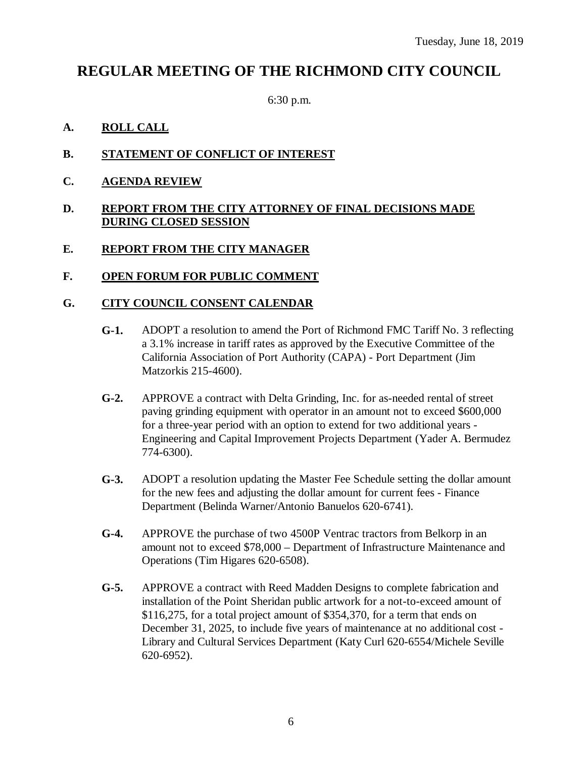Tuesday, June 18, 2019

# REGULAR MEETING OF THE RICHMOND CITY COUNCIL

6:30 p.m.

**A. ROLL CALL**

**B. STATEMENT OF CONFLICT OF INTEREST**

**C. AGENDA REVIEW**

**D. REPORT FROM THE CITY ATTORNEY OF FINAL DECISIONS MADE DURING CLOSED SESSION**

**E. REPORT FROM THE CITY MANAGER**

**F. OPEN FORUM FOR PUBLIC COMMENT**

**G. CITY COUNCIL CONSENT CALENDAR**

**G-1.** ADOPT a resolution to amend the Port of Richmond FMC Tariff No. 3 reflecting a 3.1% increase in tariff rates as approved by the Executive Committee of the California Association of Port Authority (CAPA) - Port Department (Jim Matzorkis 215-4600).

**G-2.** APPROVE a contract with Delta Grinding, Inc. for as-needed rental of street paving grinding equipment with operator in an amount not to exceed $600,000 for a three-year period with an option to extend for two additional years - Engineering and Capital Improvement Projects Department (Yader A. Bermudez 774-6300).

**G-3.** ADOPT a resolution updating the Master Fee Schedule setting the dollar amount for the new fees and adjusting the dollar amount for current fees - Finance Department (Belinda Warner/Antonio Banuelos 620-6741).

**G-4.** APPROVE the purchase of two 4500P Ventrac tractors from Belkorp in an amount not to exceed $78,000 – Department of Infrastructure Maintenance and Operations (Tim Higares 620-6508).

**G-5.** APPROVE a contract with Reed Madden Designs to complete fabrication and installation of the Point Sheridan public artwork for a not-to-exceed amount of $116,275, for a total project amount of $354,370, for a term that ends on December 31, 2025, to include five years of maintenance at no additional cost - Library and Cultural Services Department (Katy Curl 620-6554/Michele Seville 620-6952).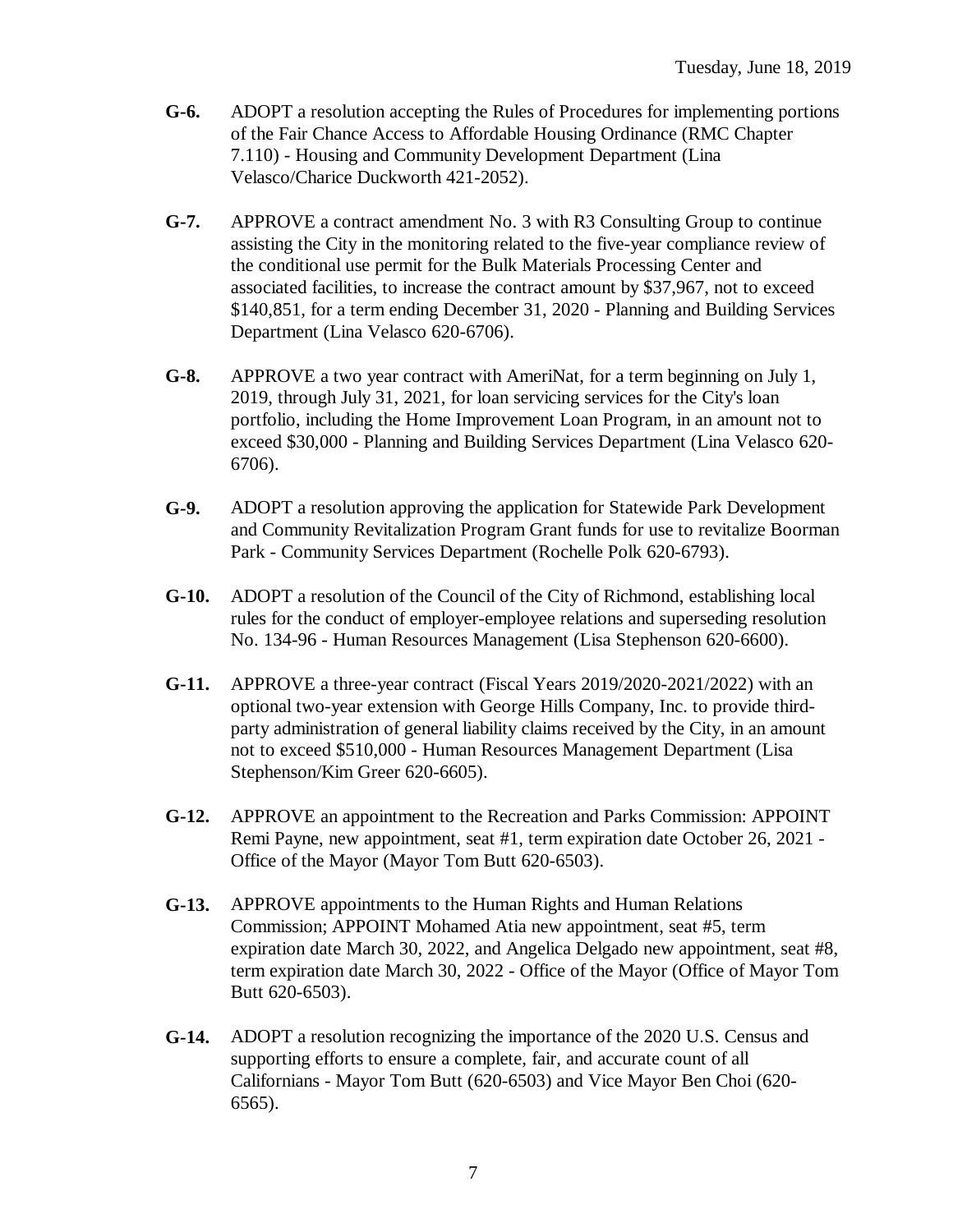**G-6.** ADOPT a resolution accepting the Rules of Procedures for implementing portions of the Fair Chance Access to Affordable Housing Ordinance (RMC Chapter 7.110) - Housing and Community Development Department (Lina Velasco/Charice Duckworth 421-2052).

**G-7.** APPROVE a contract amendment No. 3 with R3 Consulting Group to continue assisting the City in the monitoring related to the five-year compliance review of the conditional use permit for the Bulk Materials Processing Center and associated facilities, to increase the contract amount by $37,967, not to exceed $140,851, for a term ending December 31, 2020 - Planning and Building Services Department (Lina Velasco 620-6706).

**G-8.** APPROVE a two year contract with AmeriNat, for a term beginning on July 1, 2019, through July 31, 2021, for loan servicing services for the City's loan portfolio, including the Home Improvement Loan Program, in an amount not to exceed $30,000 - Planning and Building Services Department (Lina Velasco 620-6706).

**G-9.** ADOPT a resolution approving the application for Statewide Park Development and Community Revitalization Program Grant funds for use to revitalize Boorman Park - Community Services Department (Rochelle Polk 620-6793).

**G-10.** ADOPT a resolution of the Council of the City of Richmond, establishing local rules for the conduct of employer-employee relations and superseding resolution No. 134-96 - Human Resources Management (Lisa Stephenson 620-6600).

**G-11.** APPROVE a three-year contract (Fiscal Years 2019/2020-2021/2022) with an optional two-year extension with George Hills Company, Inc. to provide third-party administration of general liability claims received by the City, in an amount not to exceed $510,000 - Human Resources Management Department (Lisa Stephenson/Kim Greer 620-6605).

**G-12.** APPROVE an appointment to the Recreation and Parks Commission: APPOINT Remi Payne, new appointment, seat #1, term expiration date October 26, 2021 - Office of the Mayor (Mayor Tom Butt 620-6503).

**G-13.** APPROVE appointments to the Human Rights and Human Relations Commission; APPOINT Mohamed Atia new appointment, seat #5, term expiration date March 30, 2022, and Angelica Delgado new appointment, seat #8, term expiration date March 30, 2022 - Office of the Mayor (Office of Mayor Tom Butt 620-6503).

**G-14.** ADOPT a resolution recognizing the importance of the 2020 U.S. Census and supporting efforts to ensure a complete, fair, and accurate count of all Californians - Mayor Tom Butt (620-6503) and Vice Mayor Ben Choi (620-6565).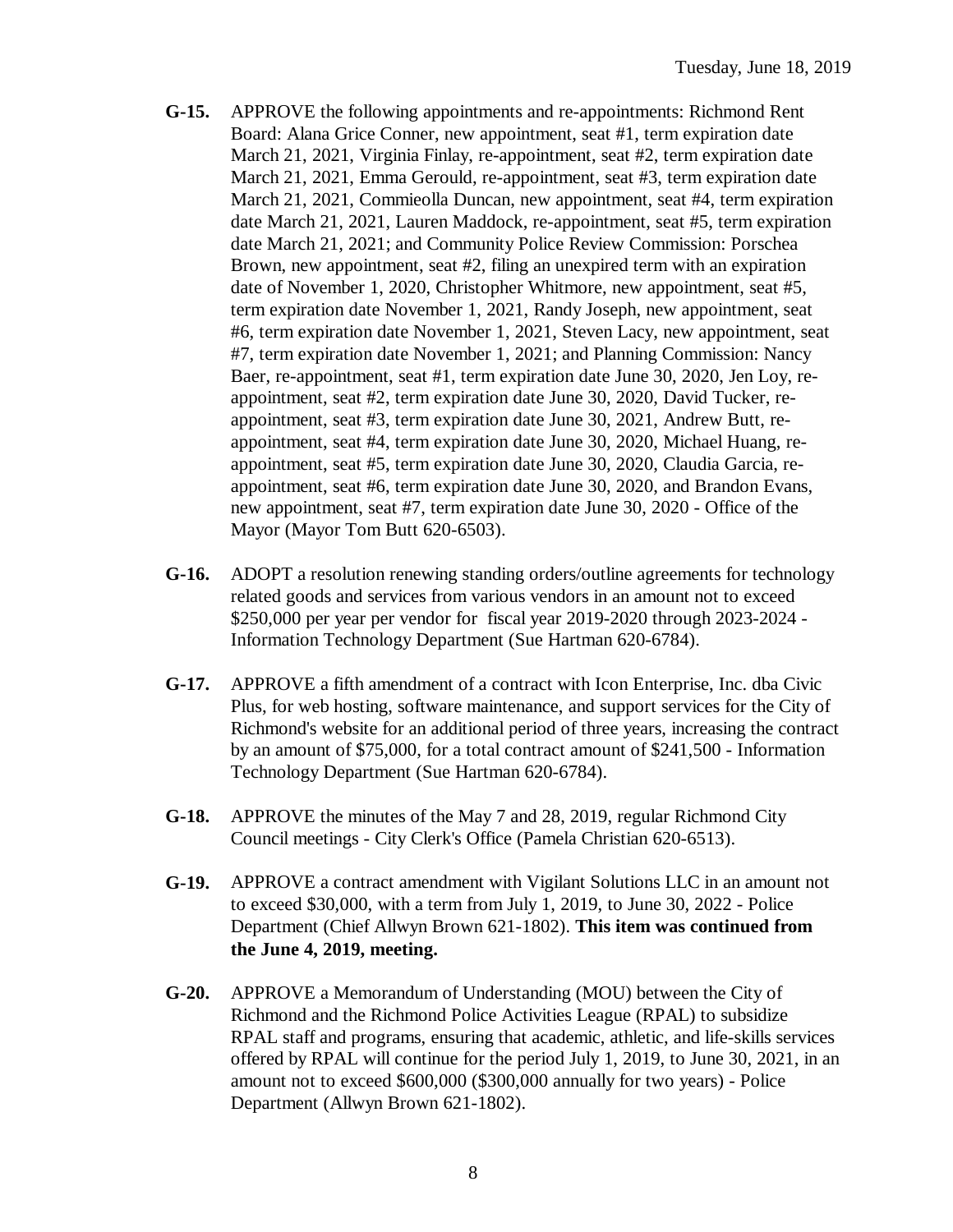**G-15.** APPROVE the following appointments and re-appointments: Richmond Rent Board: Alana Grice Conner, new appointment, seat #1, term expiration date March 21, 2021, Virginia Finlay, re-appointment, seat #2, term expiration date March 21, 2021, Emma Gerould, re-appointment, seat #3, term expiration date March 21, 2021, Commieolla Duncan, new appointment, seat #4, term expiration date March 21, 2021, Lauren Maddock, re-appointment, seat #5, term expiration date March 21, 2021; and Community Police Review Commission: Porschea Brown, new appointment, seat #2, filing an unexpired term with an expiration date of November 1, 2020, Christopher Whitmore, new appointment, seat #5, term expiration date November 1, 2021, Randy Joseph, new appointment, seat #6, term expiration date November 1, 2021, Steven Lacy, new appointment, seat #7, term expiration date November 1, 2021; and Planning Commission: Nancy Baer, re-appointment, seat #1, term expiration date June 30, 2020, Jen Loy, re-appointment, seat #2, term expiration date June 30, 2020, David Tucker, re-appointment, seat #3, term expiration date June 30, 2021, Andrew Butt, re-appointment, seat #4, term expiration date June 30, 2020, Michael Huang, re-appointment, seat #5, term expiration date June 30, 2020, Claudia Garcia, re-appointment, seat #6, term expiration date June 30, 2020, and Brandon Evans, new appointment, seat #7, term expiration date June 30, 2020 - Office of the Mayor (Mayor Tom Butt 620-6503).

**G-16.** ADOPT a resolution renewing standing orders/outline agreements for technology related goods and services from various vendors in an amount not to exceed $250,000 per year per vendor for fiscal year 2019-2020 through 2023-2024 - Information Technology Department (Sue Hartman 620-6784).

**G-17.** APPROVE a fifth amendment of a contract with Icon Enterprise, Inc. dba Civic Plus, for web hosting, software maintenance, and support services for the City of Richmond's website for an additional period of three years, increasing the contract by an amount of $75,000, for a total contract amount of $241,500 - Information Technology Department (Sue Hartman 620-6784).

**G-18.** APPROVE the minutes of the May 7 and 28, 2019, regular Richmond City Council meetings - City Clerk's Office (Pamela Christian 620-6513).

**G-19.** APPROVE a contract amendment with Vigilant Solutions LLC in an amount not to exceed $30,000, with a term from July 1, 2019, to June 30, 2022 - Police Department (Chief Allwyn Brown 621-1802). **This item was continued from the June 4, 2019, meeting.**

**G-20.** APPROVE a Memorandum of Understanding (MOU) between the City of Richmond and the Richmond Police Activities League (RPAL) to subsidize RPAL staff and programs, ensuring that academic, athletic, and life-skills services offered by RPAL will continue for the period July 1, 2019, to June 30, 2021, in an amount not to exceed $600,000 ($300,000 annually for two years) - Police Department (Allwyn Brown 621-1802).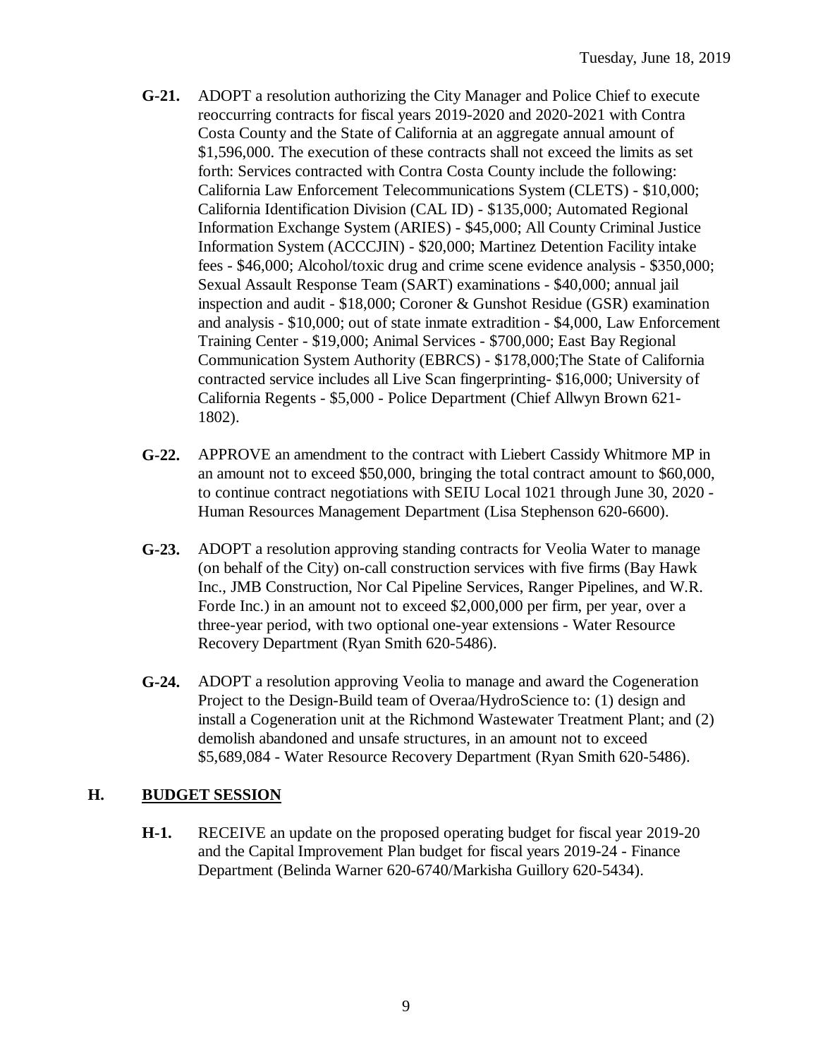Tuesday, June 18, 2019

- **G-21.** ADOPT a resolution authorizing the City Manager and Police Chief to execute reoccurring contracts for fiscal years 2019-2020 and 2020-2021 with Contra Costa County and the State of California at an aggregate annual amount of $1,596,000. The execution of these contracts shall not exceed the limits as set forth: Services contracted with Contra Costa County include the following: California Law Enforcement Telecommunications System (CLETS) - $10,000; California Identification Division (CAL ID) - $135,000; Automated Regional Information Exchange System (ARIES) - $45,000; All County Criminal Justice Information System (ACCCJIN) - $20,000; Martinez Detention Facility intake fees - $46,000; Alcohol/toxic drug and crime scene evidence analysis - $350,000; Sexual Assault Response Team (SART) examinations - $40,000; annual jail inspection and audit - $18,000; Coroner & Gunshot Residue (GSR) examination and analysis - $10,000; out of state inmate extradition - $4,000, Law Enforcement Training Center - $19,000; Animal Services - $700,000; East Bay Regional Communication System Authority (EBRCS) - $178,000;The State of California contracted service includes all Live Scan fingerprinting- $16,000; University of California Regents - $5,000 - Police Department (Chief Allwyn Brown 621-1802).

- **G-22.** APPROVE an amendment to the contract with Liebert Cassidy Whitmore MP in an amount not to exceed $50,000, bringing the total contract amount to $60,000, to continue contract negotiations with SEIU Local 1021 through June 30, 2020 - Human Resources Management Department (Lisa Stephenson 620-6600).

- **G-23.** ADOPT a resolution approving standing contracts for Veolia Water to manage (on behalf of the City) on-call construction services with five firms (Bay Hawk Inc., JMB Construction, Nor Cal Pipeline Services, Ranger Pipelines, and W.R. Forde Inc.) in an amount not to exceed $2,000,000 per firm, per year, over a three-year period, with two optional one-year extensions - Water Resource Recovery Department (Ryan Smith 620-5486).

- **G-24.** ADOPT a resolution approving Veolia to manage and award the Cogeneration Project to the Design-Build team of Overaa/HydroScience to: (1) design and install a Cogeneration unit at the Richmond Wastewater Treatment Plant; and (2) demolish abandoned and unsafe structures, in an amount not to exceed $5,689,084 - Water Resource Recovery Department (Ryan Smith 620-5486).

## H. BUDGET SESSION

- **H-1.** RECEIVE an update on the proposed operating budget for fiscal year 2019-20 and the Capital Improvement Plan budget for fiscal years 2019-24 - Finance Department (Belinda Warner 620-6740/Markisha Guillory 620-5434).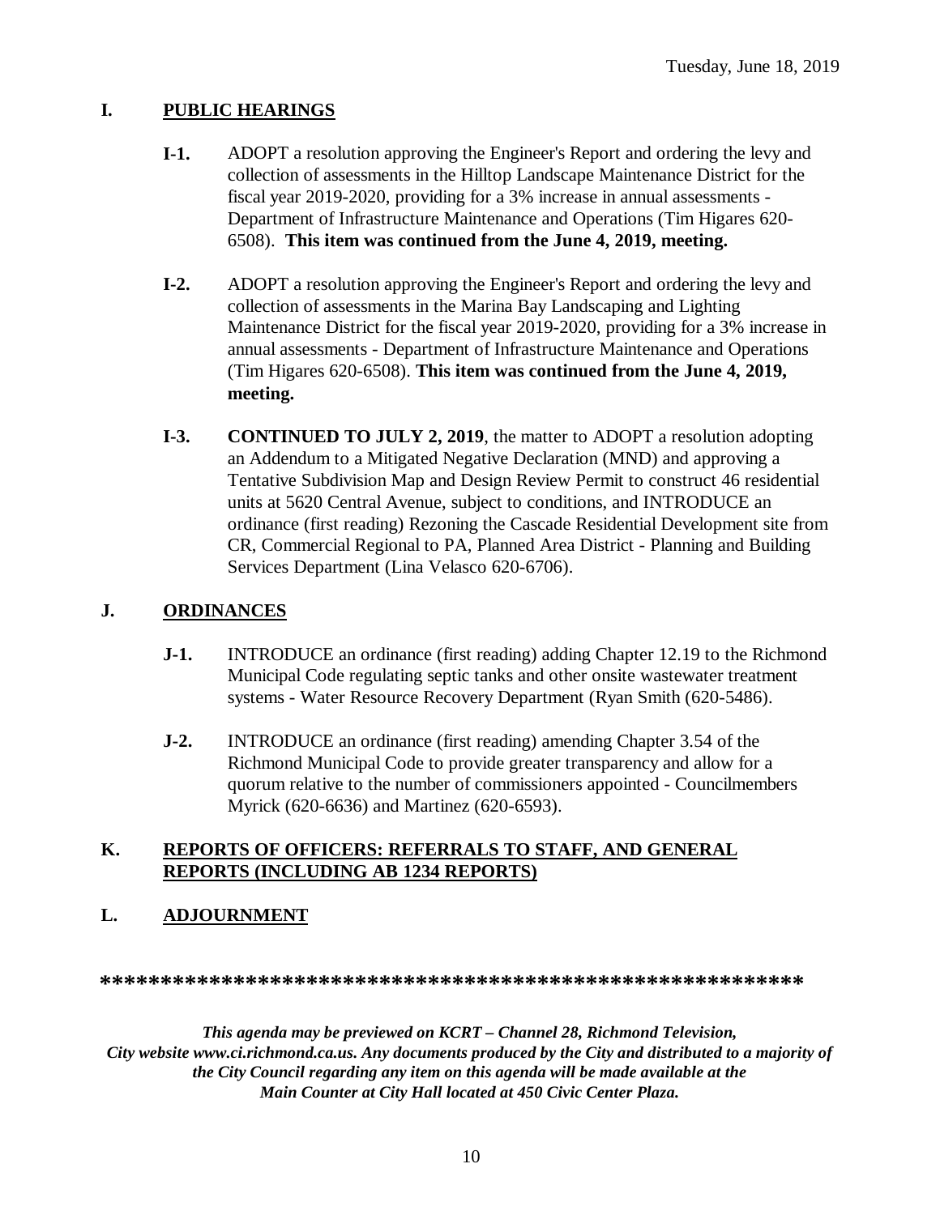Tuesday, June 18, 2019

## I. PUBLIC HEARINGS

**I-1.** ADOPT a resolution approving the Engineer's Report and ordering the levy and collection of assessments in the Hilltop Landscape Maintenance District for the fiscal year 2019-2020, providing for a 3% increase in annual assessments - Department of Infrastructure Maintenance and Operations (Tim Higares 620-6508). **This item was continued from the June 4, 2019, meeting.**

**I-2.** ADOPT a resolution approving the Engineer's Report and ordering the levy and collection of assessments in the Marina Bay Landscaping and Lighting Maintenance District for the fiscal year 2019-2020, providing for a 3% increase in annual assessments - Department of Infrastructure Maintenance and Operations (Tim Higares 620-6508). **This item was continued from the June 4, 2019, meeting.**

**I-3.** **CONTINUED TO JULY 2, 2019**, the matter to ADOPT a resolution adopting an Addendum to a Mitigated Negative Declaration (MND) and approving a Tentative Subdivision Map and Design Review Permit to construct 46 residential units at 5620 Central Avenue, subject to conditions, and INTRODUCE an ordinance (first reading) Rezoning the Cascade Residential Development site from CR, Commercial Regional to PA, Planned Area District - Planning and Building Services Department (Lina Velasco 620-6706).

## J. ORDINANCES

**J-1.** INTRODUCE an ordinance (first reading) adding Chapter 12.19 to the Richmond Municipal Code regulating septic tanks and other onsite wastewater treatment systems - Water Resource Recovery Department (Ryan Smith (620-5486).

**J-2.** INTRODUCE an ordinance (first reading) amending Chapter 3.54 of the Richmond Municipal Code to provide greater transparency and allow for a quorum relative to the number of commissioners appointed - Councilmembers Myrick (620-6636) and Martinez (620-6593).

## K. REPORTS OF OFFICERS: REFERRALS TO STAFF, AND GENERAL REPORTS (INCLUDING AB 1234 REPORTS)

## L. ADJOURNMENT

**********************************************************

***This agenda may be previewed on KCRT – Channel 28, Richmond Television, City website www.ci.richmond.ca.us. Any documents produced by the City and distributed to a majority of the City Council regarding any item on this agenda will be made available at the Main Counter at City Hall located at 450 Civic Center Plaza.***